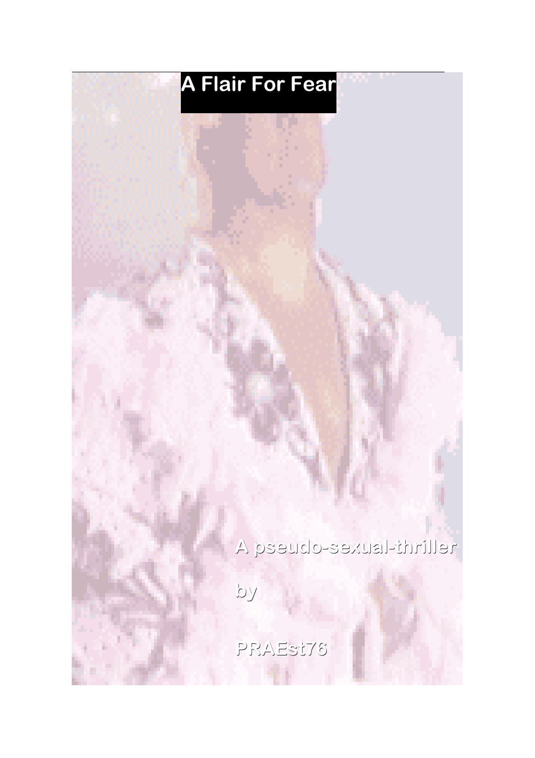# A Flair For Fear

A pseudo-sexual-thriller

by

PRAESt76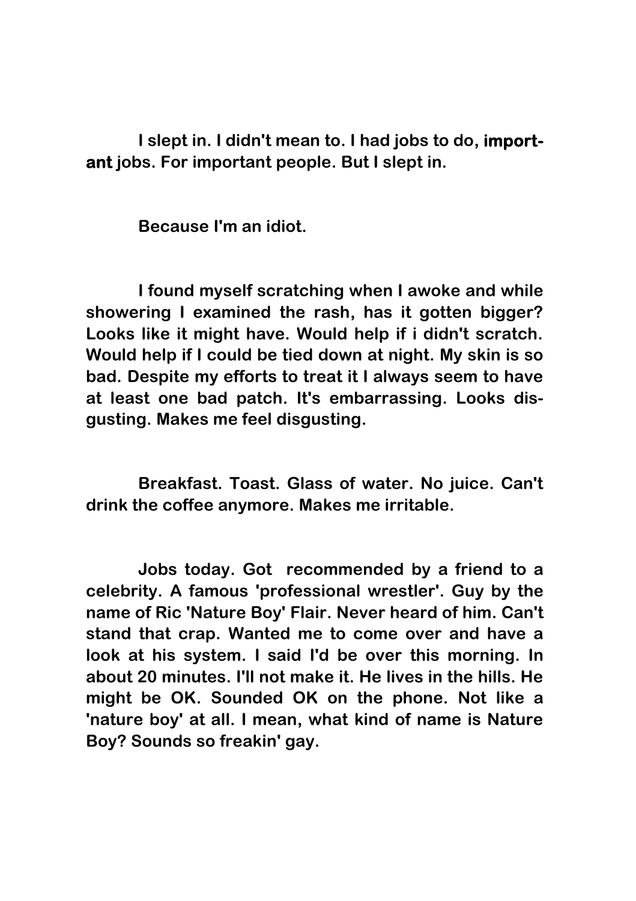I slept in. I didn't mean to. I had jobs to do, **important** jobs. For important people. But I slept in.

Because I'm an idiot.

I found myself scratching when I awoke and while showering I examined the rash, has it gotten bigger? Looks like it might have. Would help if i didn't scratch. Would help if I could be tied down at night. My skin is so bad. Despite my efforts to treat it I always seem to have at least one bad patch. It's embarrassing. Looks disgusting. Makes me feel disgusting.

Breakfast. Toast. Glass of water. No juice. Can't drink the coffee anymore. Makes me irritable.

Jobs today. Got recommended by a friend to a celebrity. A famous 'professional wrestler'. Guy by the name of Ric 'Nature Boy' Flair. Never heard of him. Can't stand that crap. Wanted me to come over and have a look at his system. I said I'd be over this morning. In about 20 minutes. I'll not make it. He lives in the hills. He might be OK. Sounded OK on the phone. Not like a 'nature boy' at all. I mean, what kind of name is Nature Boy? Sounds so freakin' gay.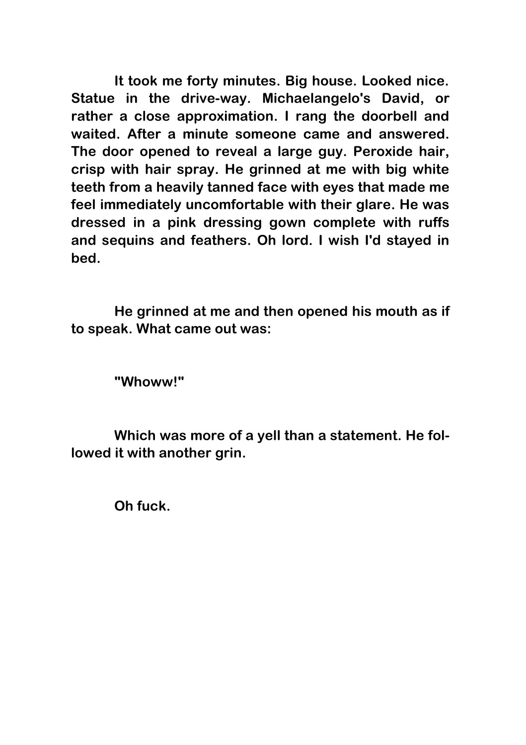It took me forty minutes. Big house. Looked nice. Statue in the drive-way. Michaelangelo's David, or rather a close approximation. I rang the doorbell and waited. After a minute someone came and answered. The door opened to reveal a large guy. Peroxide hair, crisp with hair spray. He grinned at me with big white teeth from a heavily tanned face with eyes that made me feel immediately uncomfortable with their glare. He was dressed in a pink dressing gown complete with ruffs and sequins and feathers. Oh lord. I wish I'd stayed in bed.

He grinned at me and then opened his mouth as if to speak. What came out was:

"Whoww!"

Which was more of a yell than a statement. He followed it with another grin.

Oh fuck.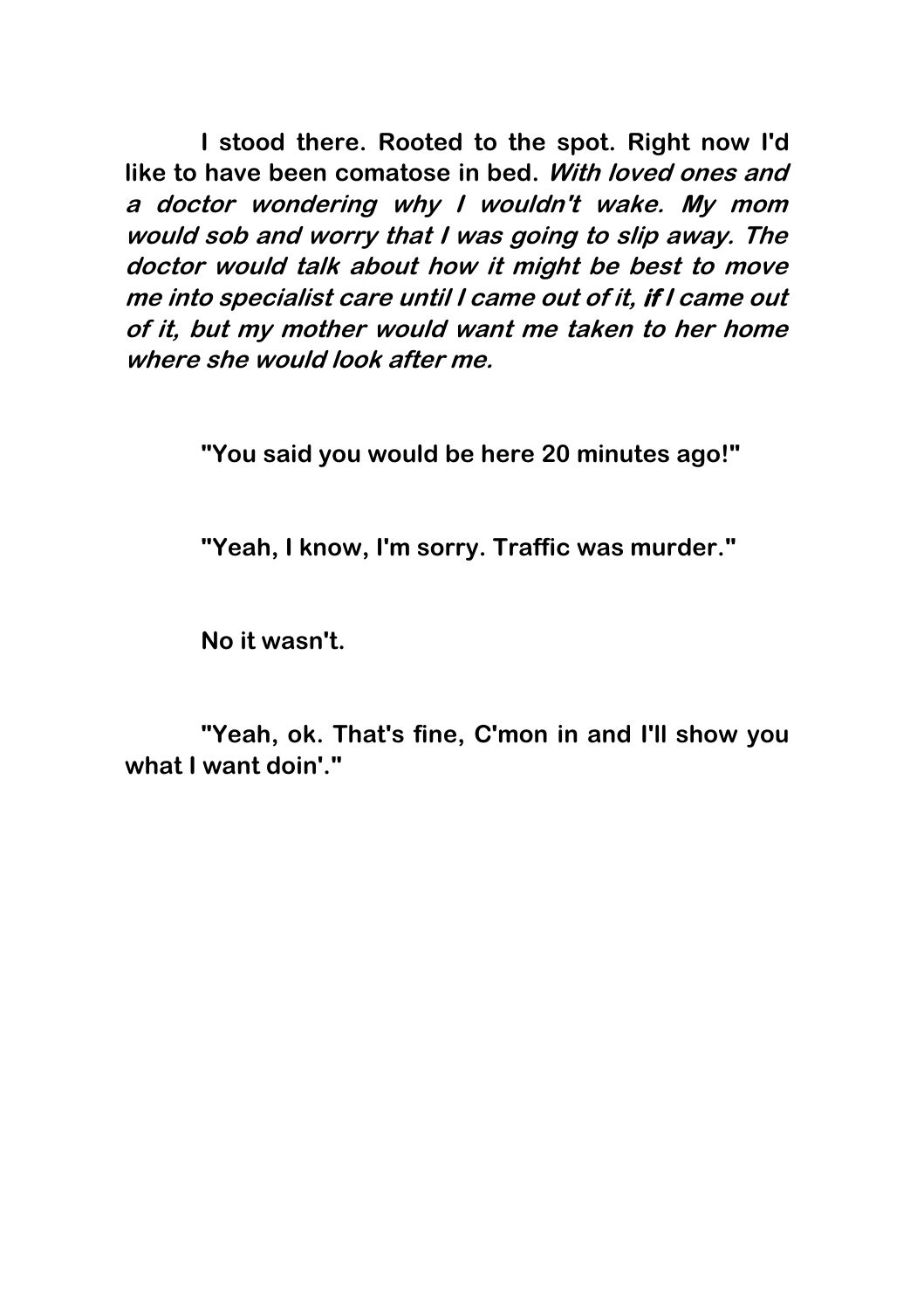I stood there. Rooted to the spot. Right now I'd like to have been comatose in bed. *With loved ones and a doctor wondering why I wouldn't wake. My mom would sob and worry that I was going to slip away. The doctor would talk about how it might be best to move me into specialist care until I came out of it, **if** I came out of it, but my mother would want me taken to her home where she would look after me.*

"You said you would be here 20 minutes ago!"

"Yeah, I know, I'm sorry. Traffic was murder."

No it wasn't.

"Yeah, ok. That's fine, C'mon in and I'll show you what I want doin'."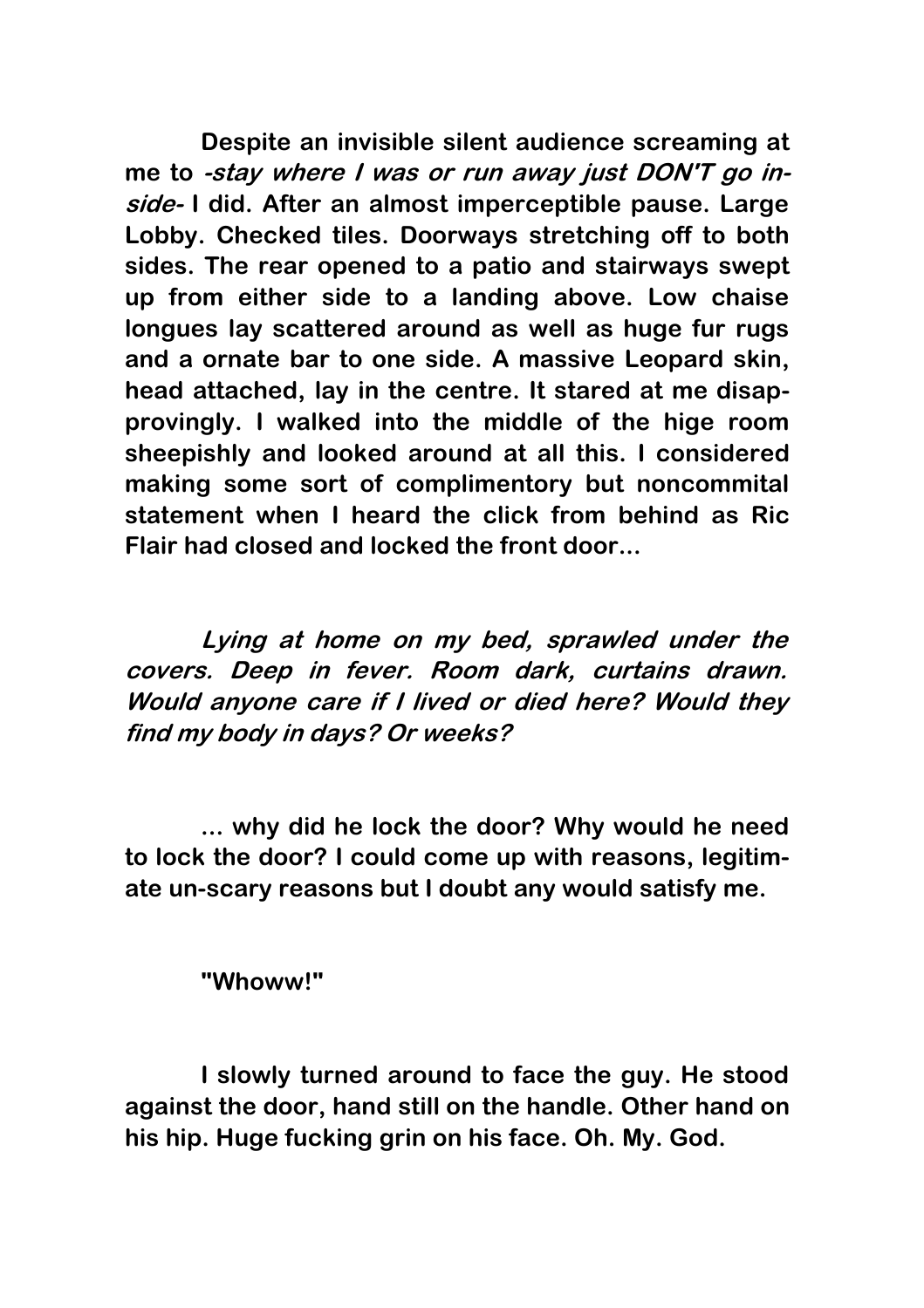**Despite an invisible silent audience screaming at me to *-stay where I was or run away just DON'T go inside-* I did. After an almost imperceptible pause. Large Lobby. Checked tiles. Doorways stretching off to both sides. The rear opened to a patio and stairways swept up from either side to a landing above. Low chaise longues lay scattered around as well as huge fur rugs and a ornate bar to one side. A massive Leopard skin, head attached, lay in the centre. It stared at me disapprovingly. I walked into the middle of the hige room sheepishly and looked around at all this. I considered making some sort of complimentory but noncommital statement when I heard the click from behind as Ric Flair had closed and locked the front door...**

***Lying at home on my bed, sprawled under the covers. Deep in fever. Room dark, curtains drawn. Would anyone care if I lived or died here? Would they find my body in days? Or weeks?***

**... why did he lock the door? Why would he need to lock the door? I could come up with reasons, legitimate un-scary reasons but I doubt any would satisfy me.**

**"Whoww!"**

**I slowly turned around to face the guy. He stood against the door, hand still on the handle. Other hand on his hip. Huge fucking grin on his face. Oh. My. God.**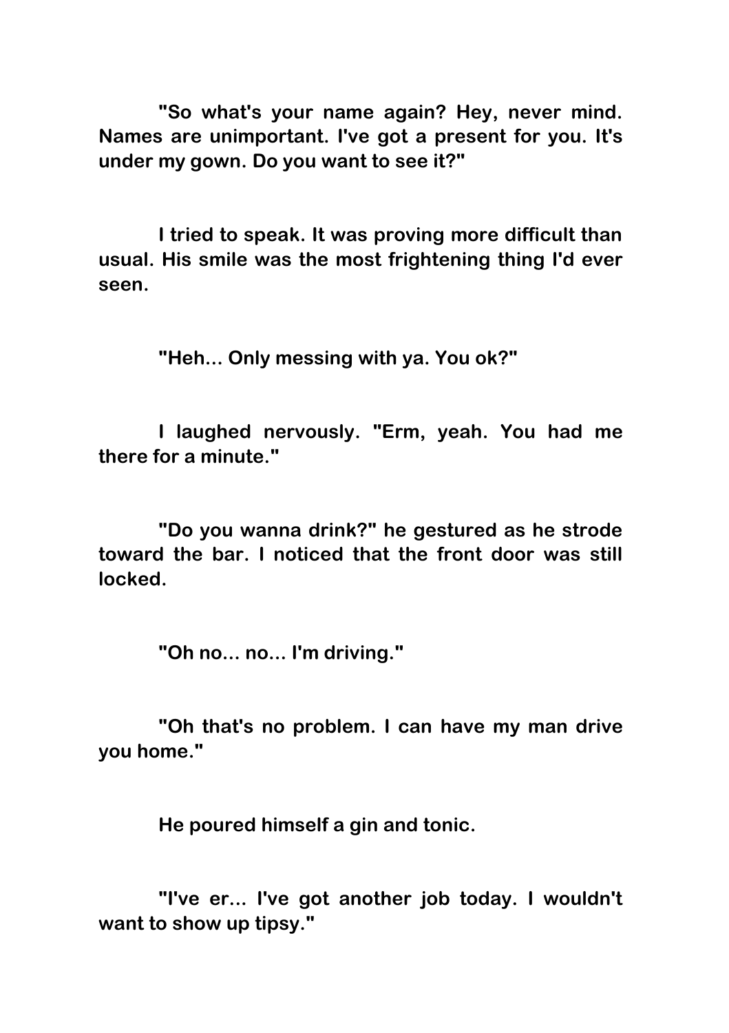"So what's your name again? Hey, never mind. Names are unimportant. I've got a present for you. It's under my gown. Do you want to see it?"

I tried to speak. It was proving more difficult than usual. His smile was the most frightening thing I'd ever seen.

"Heh... Only messing with ya. You ok?"

I laughed nervously. "Erm, yeah. You had me there for a minute."

"Do you wanna drink?" he gestured as he strode toward the bar. I noticed that the front door was still locked.

"Oh no... no... I'm driving."

"Oh that's no problem. I can have my man drive you home."

He poured himself a gin and tonic.

"I've er... I've got another job today. I wouldn't want to show up tipsy."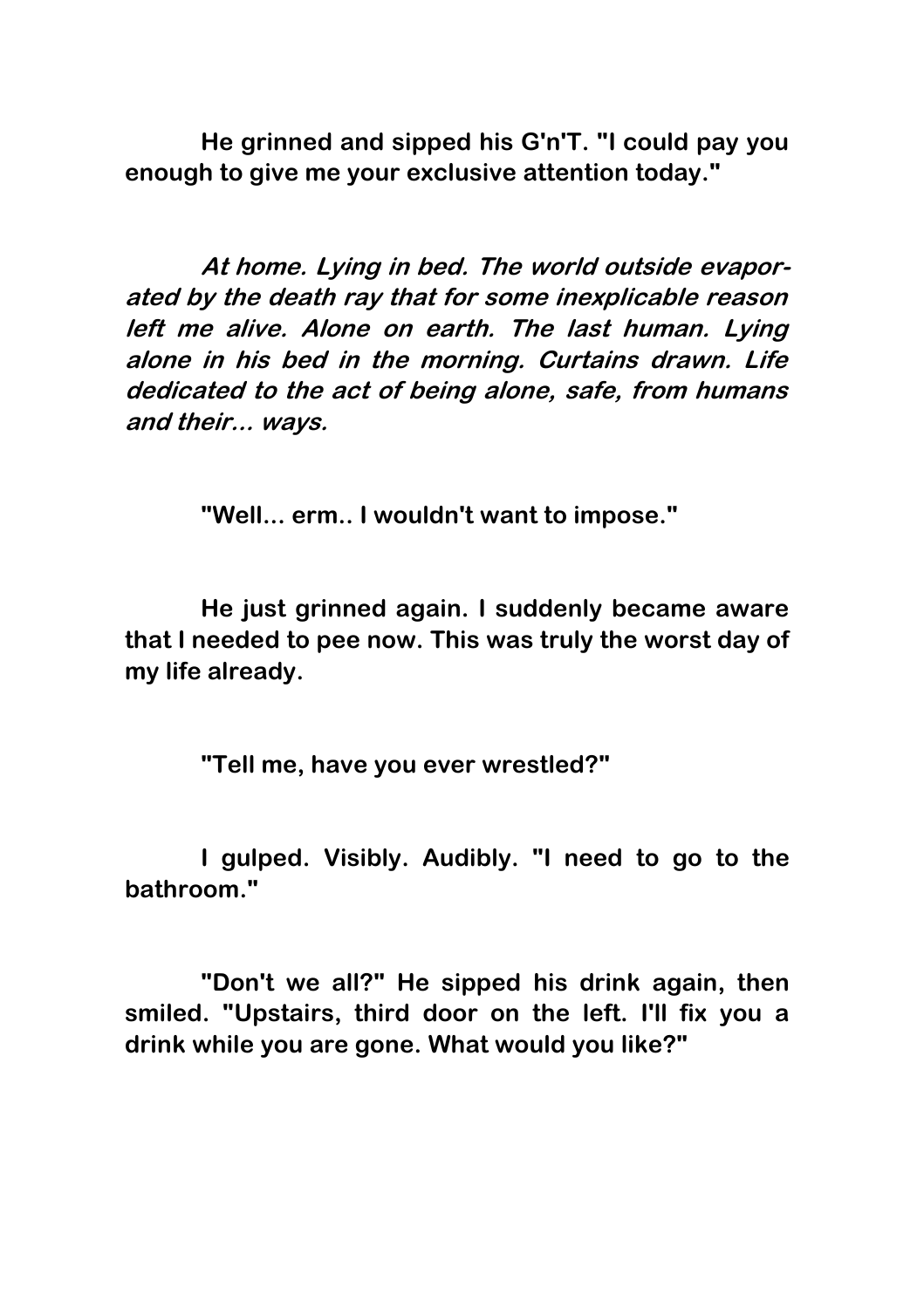He grinned and sipped his G'n'T. "I could pay you enough to give me your exclusive attention today."

*At home. Lying in bed. The world outside evaporated by the death ray that for some inexplicable reason left me alive. Alone on earth. The last human. Lying alone in his bed in the morning. Curtains drawn. Life dedicated to the act of being alone, safe, from humans and their... ways.*

"Well... erm.. I wouldn't want to impose."

He just grinned again. I suddenly became aware that I needed to pee now. This was truly the worst day of my life already.

"Tell me, have you ever wrestled?"

I gulped. Visibly. Audibly. "I need to go to the bathroom."

"Don't we all?" He sipped his drink again, then smiled. "Upstairs, third door on the left. I'll fix you a drink while you are gone. What would you like?"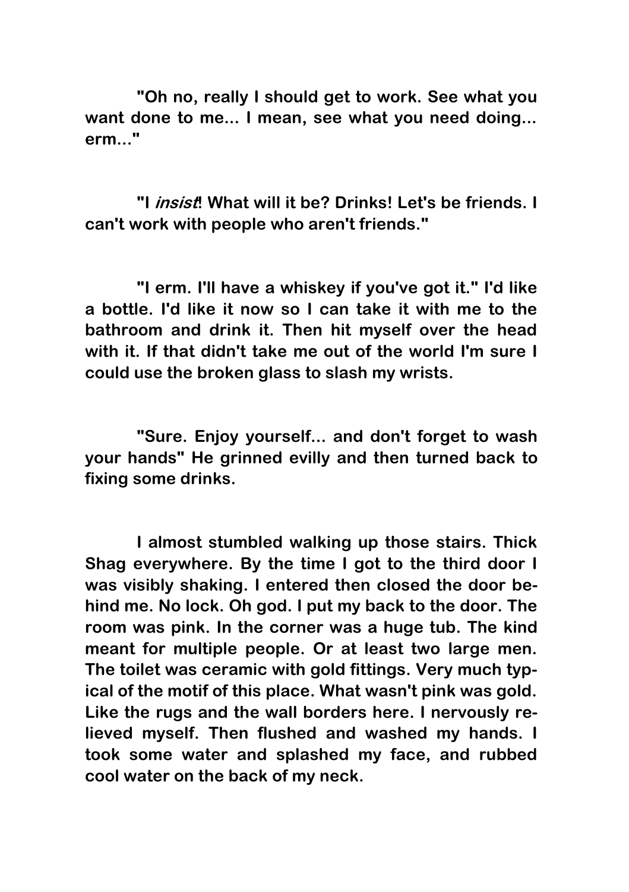"Oh no, really I should get to work. See what you want done to me... I mean, see what you need doing... erm..."

"I *insist*! What will it be? Drinks! Let's be friends. I can't work with people who aren't friends."

"I erm. I'll have a whiskey if you've got it." I'd like a bottle. I'd like it now so I can take it with me to the bathroom and drink it. Then hit myself over the head with it. If that didn't take me out of the world I'm sure I could use the broken glass to slash my wrists.

"Sure. Enjoy yourself... and don't forget to wash your hands" He grinned evilly and then turned back to fixing some drinks.

I almost stumbled walking up those stairs. Thick Shag everywhere. By the time I got to the third door I was visibly shaking. I entered then closed the door behind me. No lock. Oh god. I put my back to the door. The room was pink. In the corner was a huge tub. The kind meant for multiple people. Or at least two large men. The toilet was ceramic with gold fittings. Very much typical of the motif of this place. What wasn't pink was gold. Like the rugs and the wall borders here. I nervously relieved myself. Then flushed and washed my hands. I took some water and splashed my face, and rubbed cool water on the back of my neck.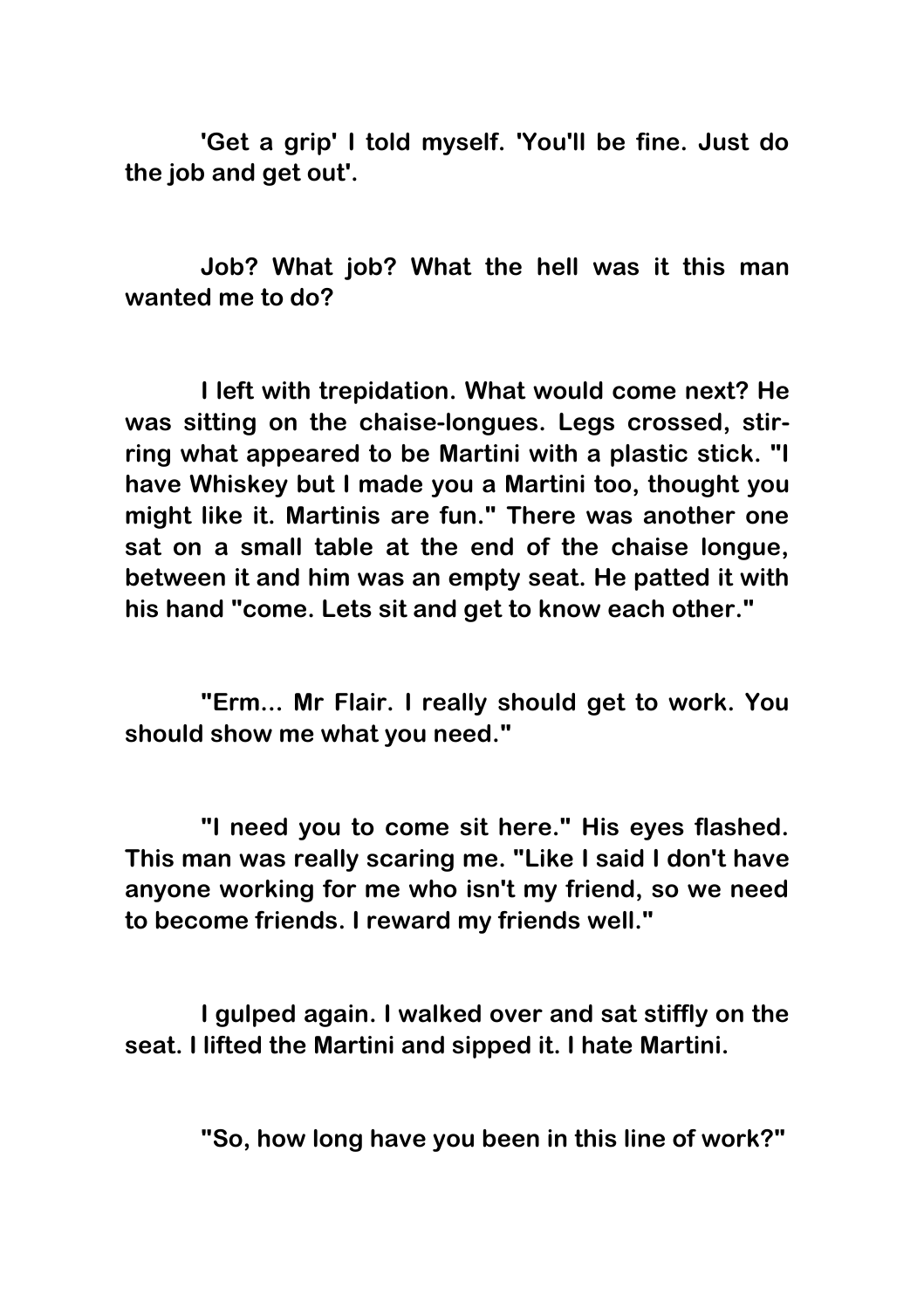'Get a grip' I told myself. 'You'll be fine. Just do the job and get out'.

Job? What job? What the hell was it this man wanted me to do?

I left with trepidation. What would come next? He was sitting on the chaise-longues. Legs crossed, stirring what appeared to be Martini with a plastic stick. "I have Whiskey but I made you a Martini too, thought you might like it. Martinis are fun." There was another one sat on a small table at the end of the chaise longue, between it and him was an empty seat. He patted it with his hand "come. Lets sit and get to know each other."

"Erm... Mr Flair. I really should get to work. You should show me what you need."

"I need you to come sit here." His eyes flashed. This man was really scaring me. "Like I said I don't have anyone working for me who isn't my friend, so we need to become friends. I reward my friends well."

I gulped again. I walked over and sat stiffly on the seat. I lifted the Martini and sipped it. I hate Martini.

"So, how long have you been in this line of work?"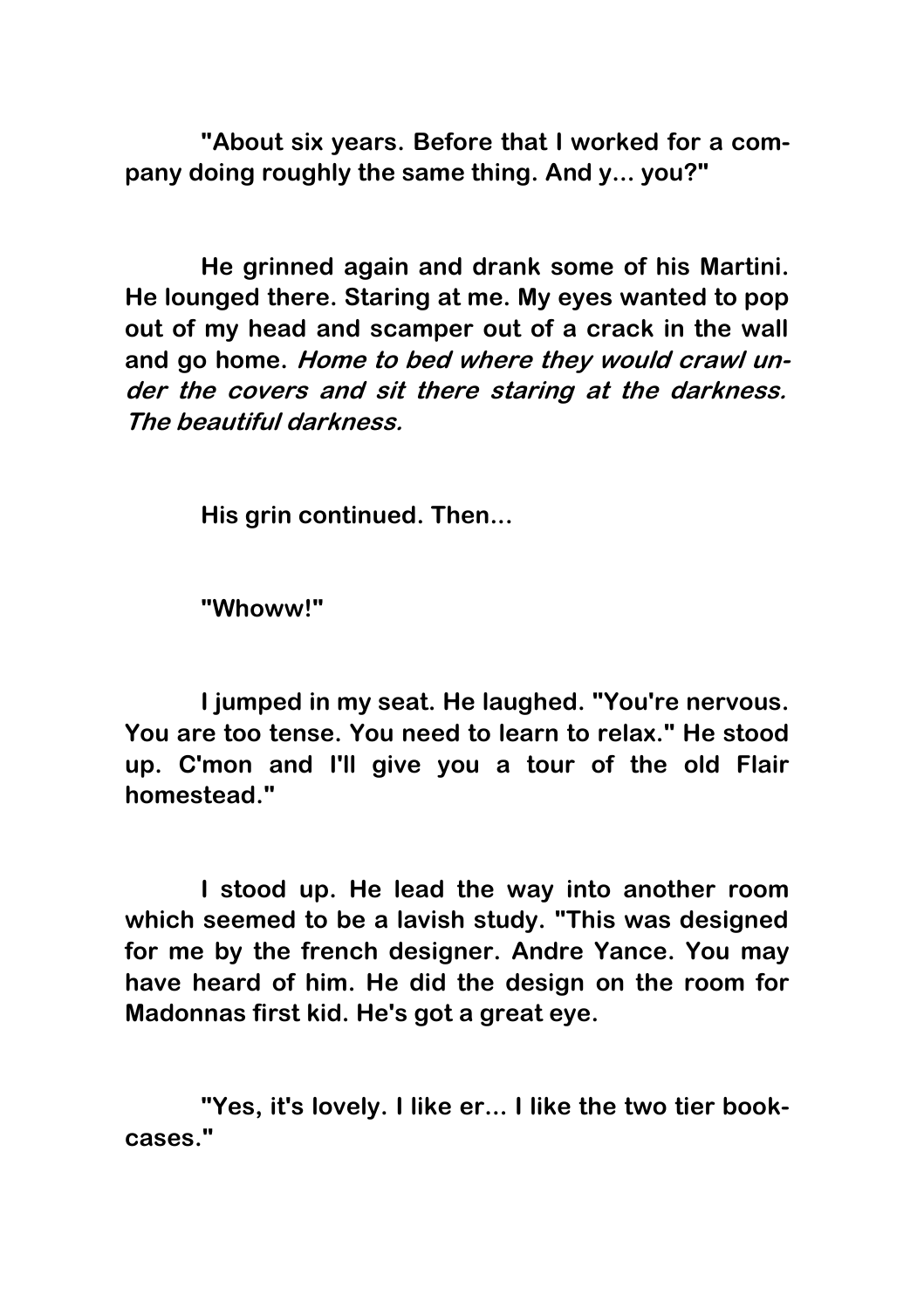"About six years. Before that I worked for a company doing roughly the same thing. And y... you?"

He grinned again and drank some of his Martini. He lounged there. Staring at me. My eyes wanted to pop out of my head and scamper out of a crack in the wall and go home. *Home to bed where they would crawl under the covers and sit there staring at the darkness. The beautiful darkness.*

His grin continued. Then...

"Whoww!"

I jumped in my seat. He laughed. "You're nervous. You are too tense. You need to learn to relax." He stood up. C'mon and I'll give you a tour of the old Flair homestead."

I stood up. He lead the way into another room which seemed to be a lavish study. "This was designed for me by the french designer. Andre Yance. You may have heard of him. He did the design on the room for Madonnas first kid. He's got a great eye.

"Yes, it's lovely. I like er... I like the two tier bookcases."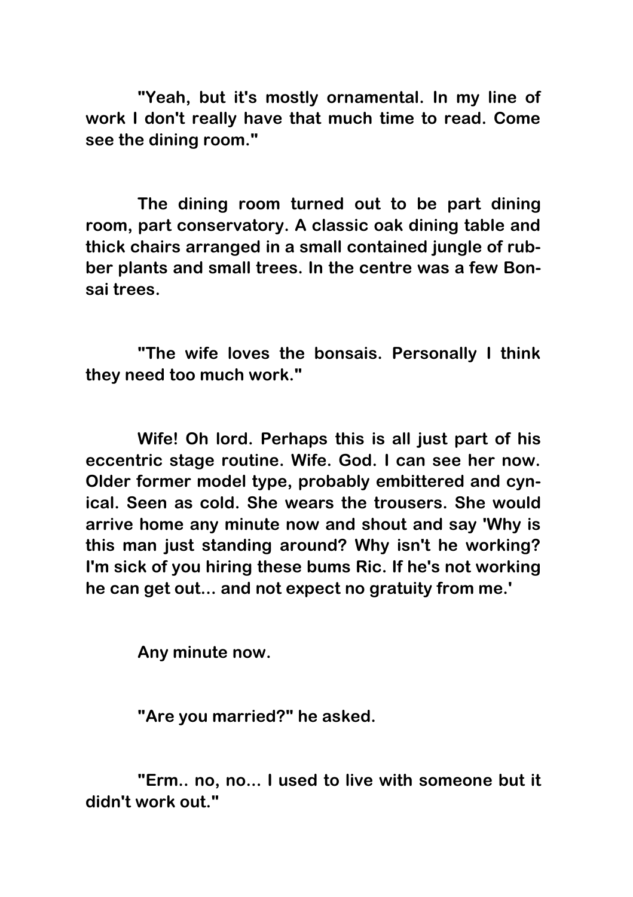"Yeah, but it's mostly ornamental. In my line of work I don't really have that much time to read. Come see the dining room."

The dining room turned out to be part dining room, part conservatory. A classic oak dining table and thick chairs arranged in a small contained jungle of rubber plants and small trees. In the centre was a few Bonsai trees.

"The wife loves the bonsais. Personally I think they need too much work."

Wife! Oh lord. Perhaps this is all just part of his eccentric stage routine. Wife. God. I can see her now. Older former model type, probably embittered and cynical. Seen as cold. She wears the trousers. She would arrive home any minute now and shout and say 'Why is this man just standing around? Why isn't he working? I'm sick of you hiring these bums Ric. If he's not working he can get out... and not expect no gratuity from me.'

Any minute now.

"Are you married?" he asked.

"Erm.. no, no... I used to live with someone but it didn't work out."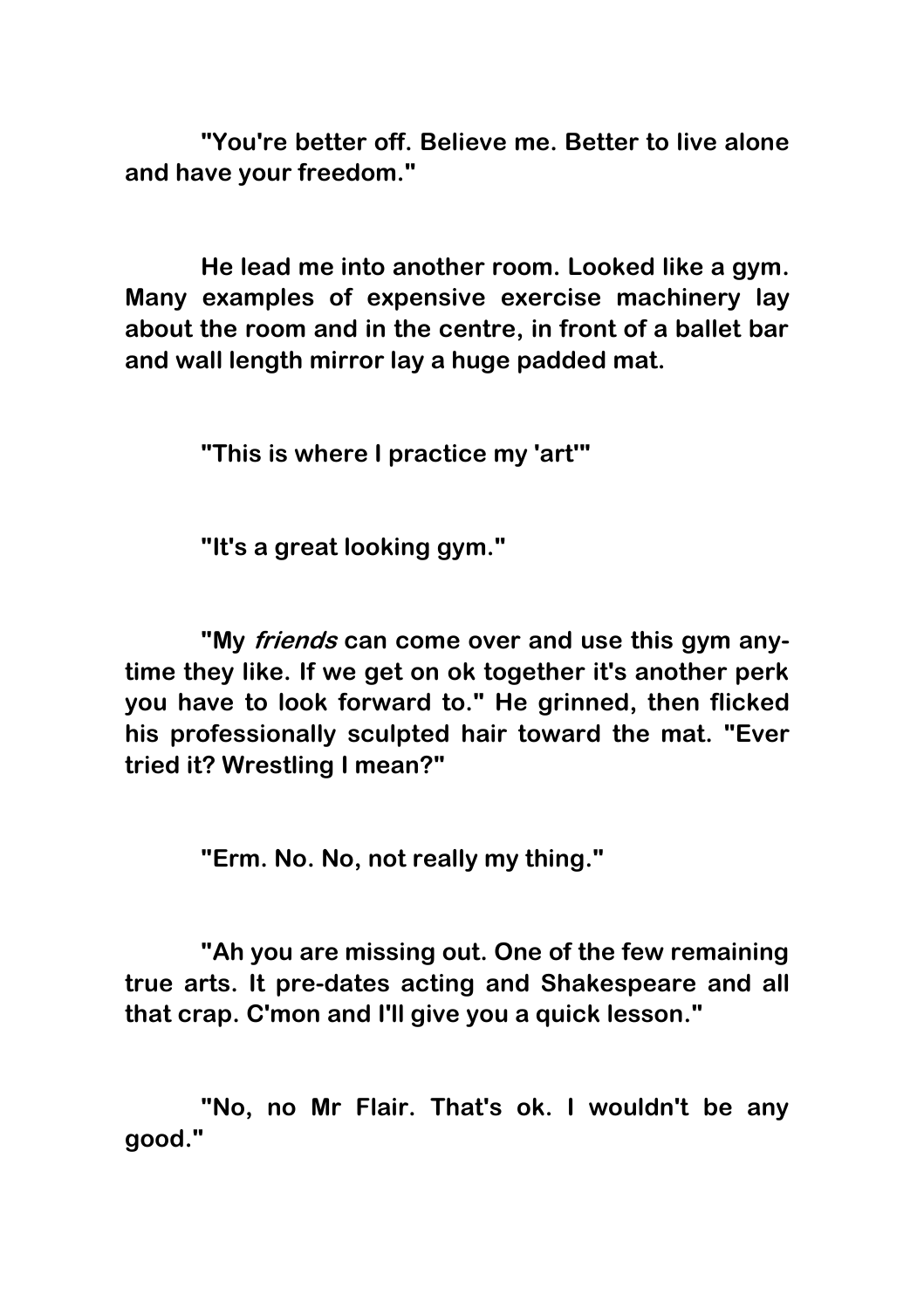"You're better off. Believe me. Better to live alone and have your freedom."

He lead me into another room. Looked like a gym. Many examples of expensive exercise machinery lay about the room and in the centre, in front of a ballet bar and wall length mirror lay a huge padded mat.

"This is where I practice my 'art'"

"It's a great looking gym."

"My *friends* can come over and use this gym any-time they like. If we get on ok together it's another perk you have to look forward to." He grinned, then flicked his professionally sculpted hair toward the mat. "Ever tried it? Wrestling I mean?"

"Erm. No. No, not really my thing."

"Ah you are missing out. One of the few remaining true arts. It pre-dates acting and Shakespeare and all that crap. C'mon and I'll give you a quick lesson."

"No, no Mr Flair. That's ok. I wouldn't be any good."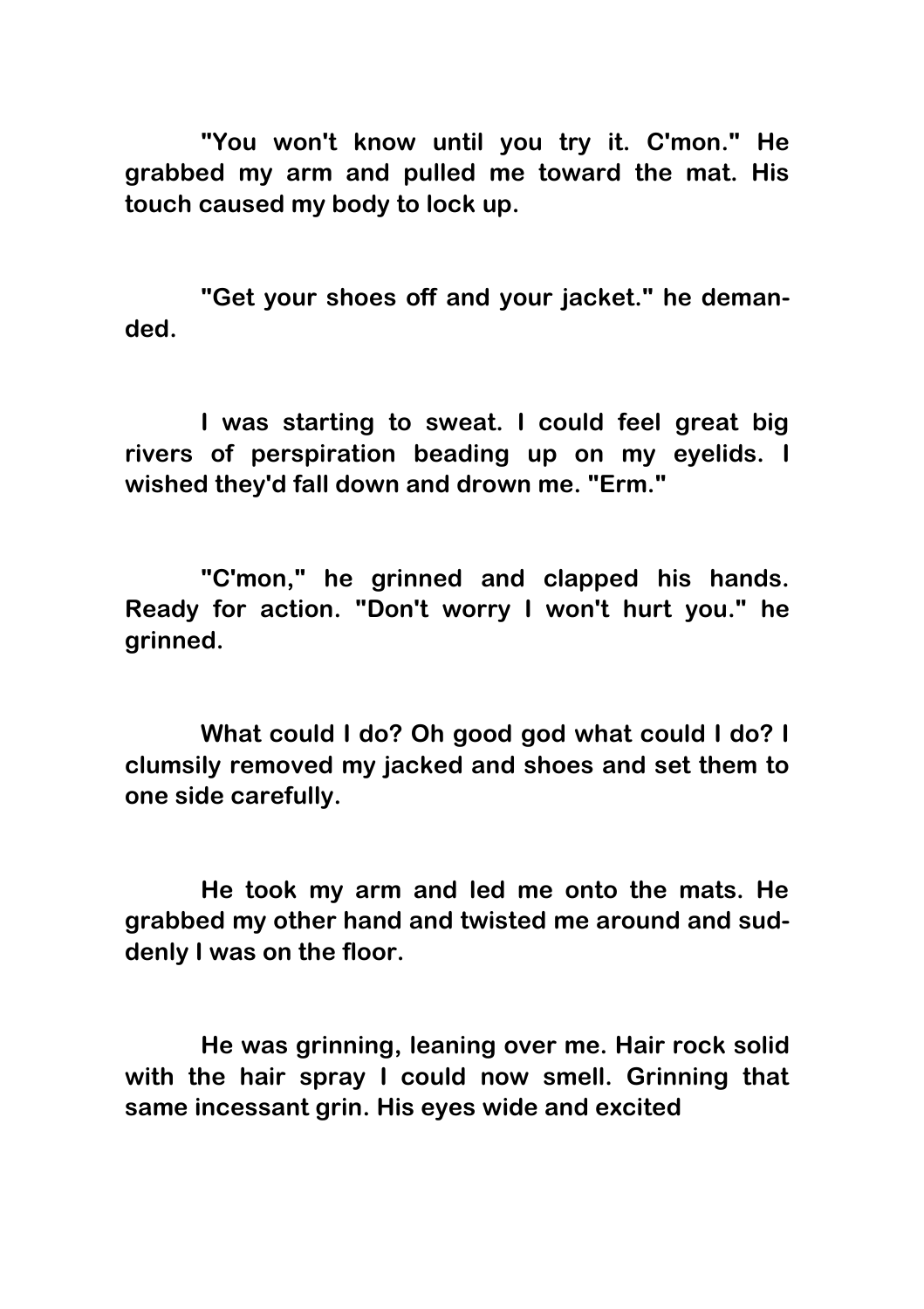"You won't know until you try it. C'mon." He grabbed my arm and pulled me toward the mat. His touch caused my body to lock up.

"Get your shoes off and your jacket." he demanded.

I was starting to sweat. I could feel great big rivers of perspiration beading up on my eyelids. I wished they'd fall down and drown me. "Erm."

"C'mon," he grinned and clapped his hands. Ready for action. "Don't worry I won't hurt you." he grinned.

What could I do? Oh good god what could I do? I clumsily removed my jacked and shoes and set them to one side carefully.

He took my arm and led me onto the mats. He grabbed my other hand and twisted me around and suddenly I was on the floor.

He was grinning, leaning over me. Hair rock solid with the hair spray I could now smell. Grinning that same incessant grin. His eyes wide and excited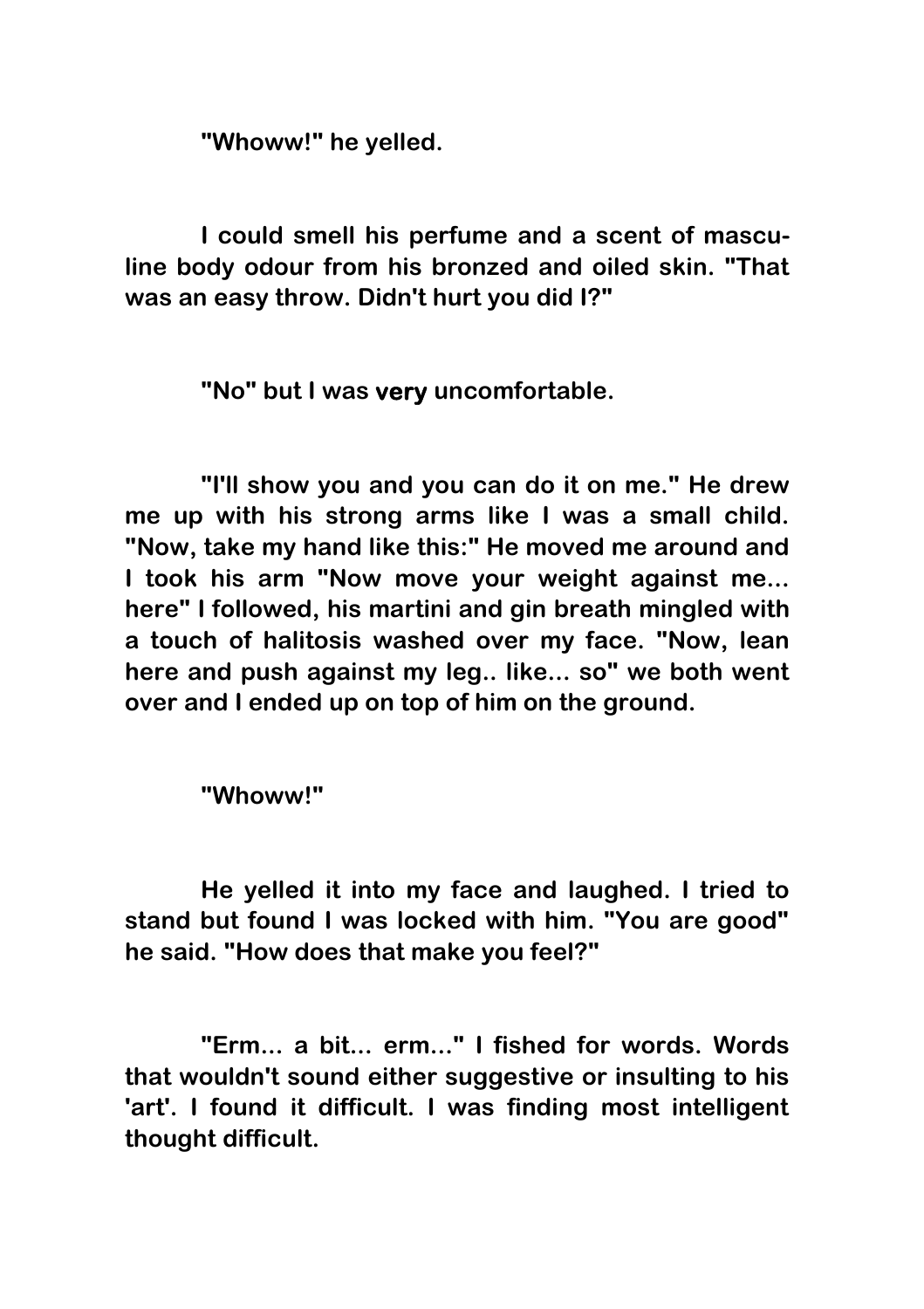"Whoww!" he yelled.

I could smell his perfume and a scent of masculine body odour from his bronzed and oiled skin. "That was an easy throw. Didn't hurt you did I?"

"No" but I was **very** uncomfortable.

"I'll show you and you can do it on me." He drew me up with his strong arms like I was a small child. "Now, take my hand like this:" He moved me around and I took his arm "Now move your weight against me... here" I followed, his martini and gin breath mingled with a touch of halitosis washed over my face. "Now, lean here and push against my leg.. like... so" we both went over and I ended up on top of him on the ground.

"Whoww!"

He yelled it into my face and laughed. I tried to stand but found I was locked with him. "You are good" he said. "How does that make you feel?"

"Erm... a bit... erm..." I fished for words. Words that wouldn't sound either suggestive or insulting to his 'art'. I found it difficult. I was finding most intelligent thought difficult.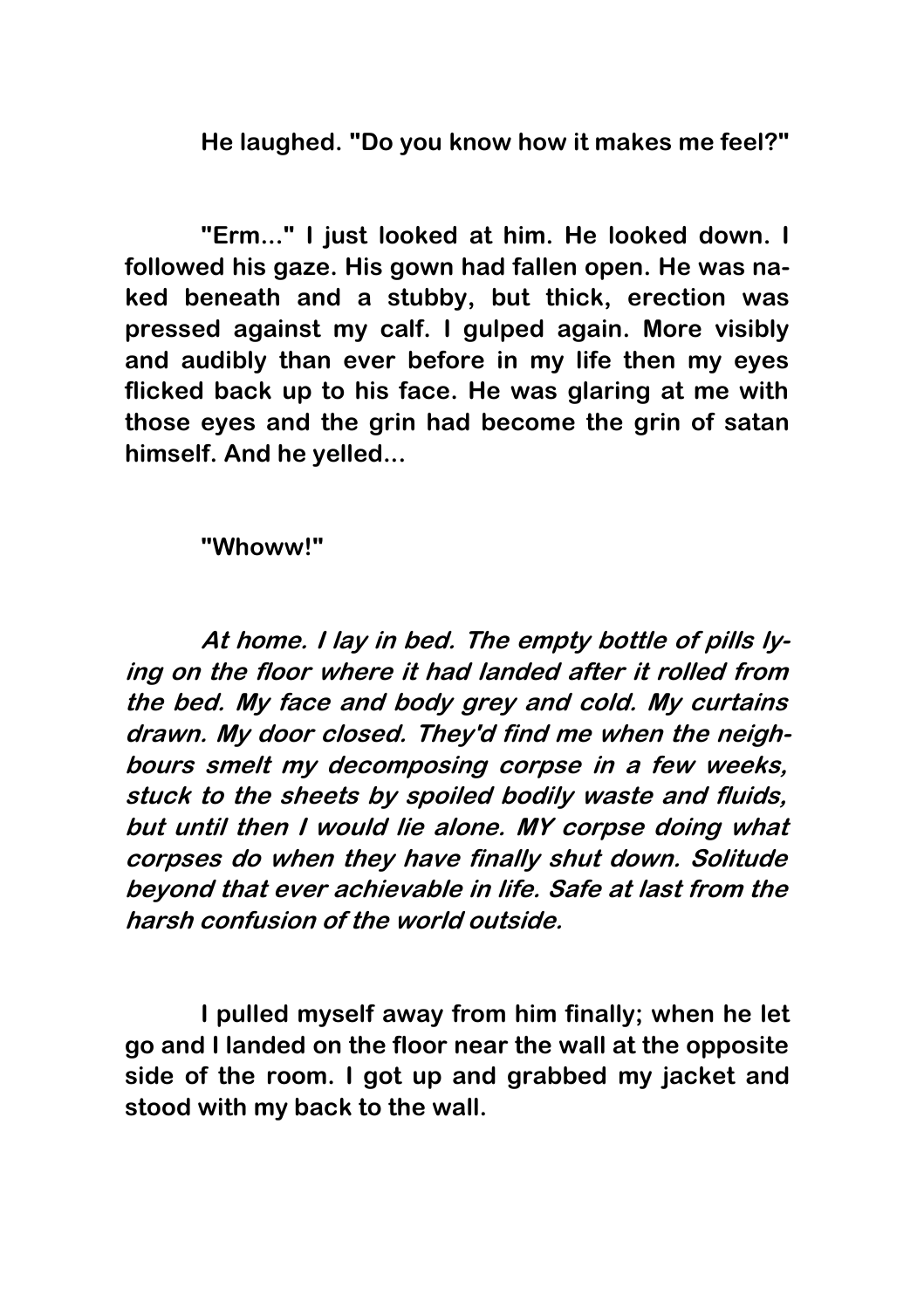**He laughed. "Do you know how it makes me feel?"**

**"Erm..." I just looked at him. He looked down. I followed his gaze. His gown had fallen open. He was naked beneath and a stubby, but thick, erection was pressed against my calf. I gulped again. More visibly and audibly than ever before in my life then my eyes flicked back up to his face. He was glaring at me with those eyes and the grin had become the grin of satan himself. And he yelled...**

**"Whoww!"**

***At home. I lay in bed. The empty bottle of pills lying on the floor where it had landed after it rolled from the bed. My face and body grey and cold. My curtains drawn. My door closed. They'd find me when the neighbours smelt my decomposing corpse in a few weeks, stuck to the sheets by spoiled bodily waste and fluids, but until then I would lie alone. MY corpse doing what corpses do when they have finally shut down. Solitude beyond that ever achievable in life. Safe at last from the harsh confusion of the world outside.***

**I pulled myself away from him finally; when he let go and I landed on the floor near the wall at the opposite side of the room. I got up and grabbed my jacket and stood with my back to the wall.**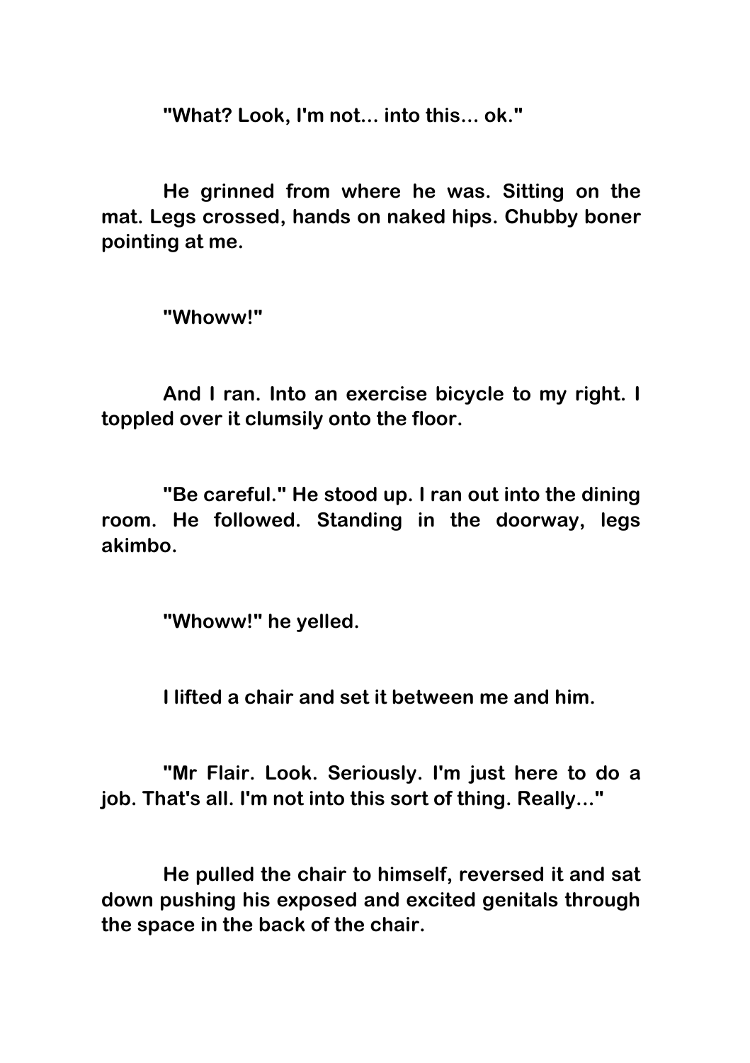"What? Look, I'm not... into this... ok."

He grinned from where he was. Sitting on the mat. Legs crossed, hands on naked hips. Chubby boner pointing at me.

"Whoww!"

And I ran. Into an exercise bicycle to my right. I toppled over it clumsily onto the floor.

"Be careful." He stood up. I ran out into the dining room. He followed. Standing in the doorway, legs akimbo.

"Whoww!" he yelled.

I lifted a chair and set it between me and him.

"Mr Flair. Look. Seriously. I'm just here to do a job. That's all. I'm not into this sort of thing. Really..."

He pulled the chair to himself, reversed it and sat down pushing his exposed and excited genitals through the space in the back of the chair.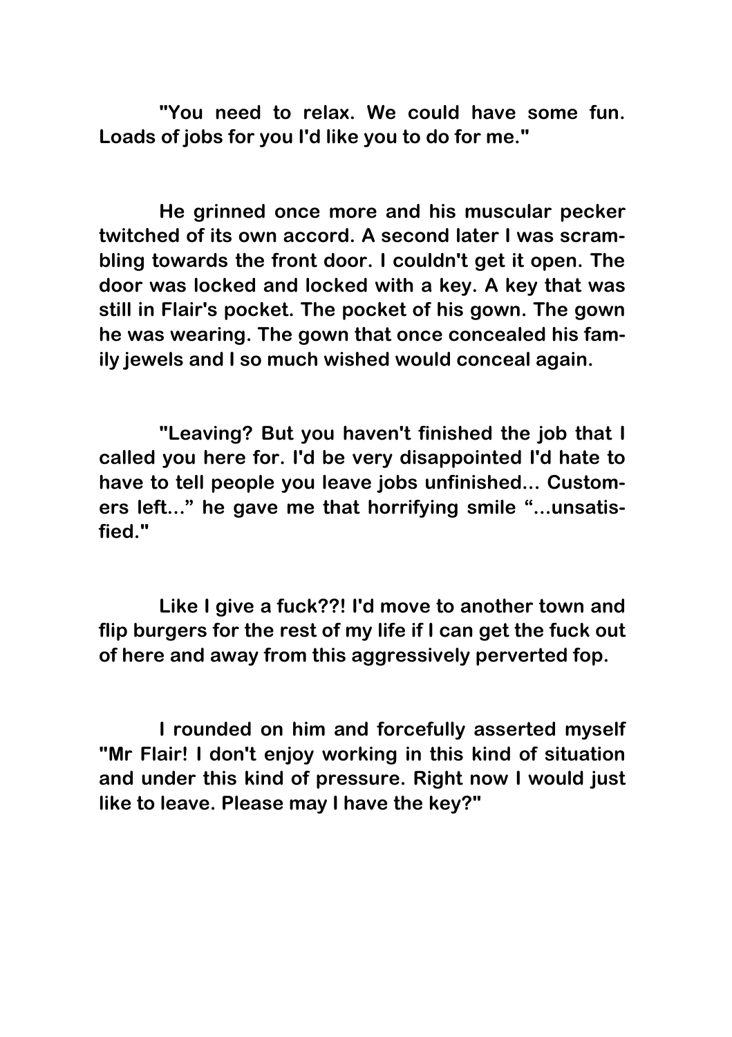"You need to relax. We could have some fun. Loads of jobs for you I'd like you to do for me."

He grinned once more and his muscular pecker twitched of its own accord. A second later I was scrambling towards the front door. I couldn't get it open. The door was locked and locked with a key. A key that was still in Flair's pocket. The pocket of his gown. The gown he was wearing. The gown that once concealed his family jewels and I so much wished would conceal again.

"Leaving? But you haven't finished the job that I called you here for. I'd be very disappointed I'd hate to have to tell people you leave jobs unfinished... Customers left..." he gave me that horrifying smile "...unsatisfied."

Like I give a fuck??! I'd move to another town and flip burgers for the rest of my life if I can get the fuck out of here and away from this aggressively perverted fop.

I rounded on him and forcefully asserted myself "Mr Flair! I don't enjoy working in this kind of situation and under this kind of pressure. Right now I would just like to leave. Please may I have the key?"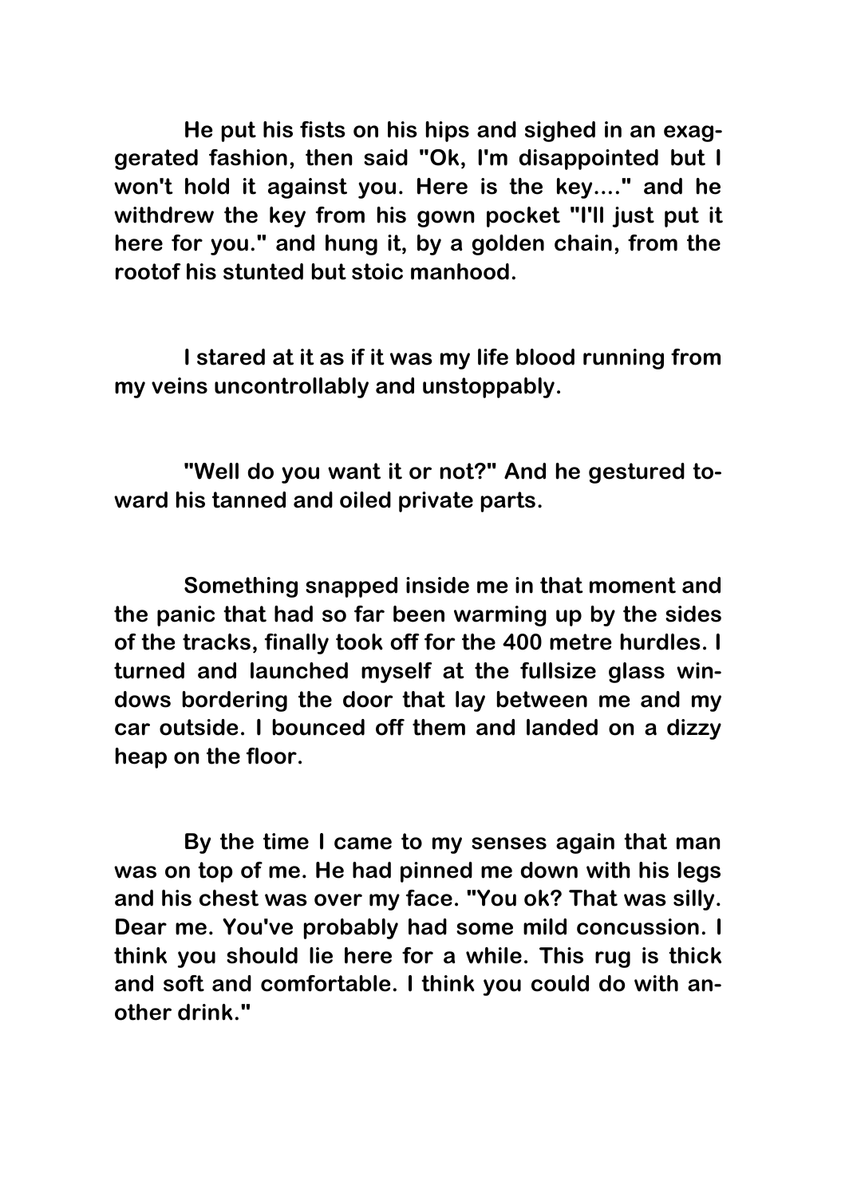He put his fists on his hips and sighed in an exaggerated fashion, then said "Ok, I'm disappointed but I won't hold it against you. Here is the key...." and he withdrew the key from his gown pocket "I'll just put it here for you." and hung it, by a golden chain, from the rootof his stunted but stoic manhood.

I stared at it as if it was my life blood running from my veins uncontrollably and unstoppably.

"Well do you want it or not?" And he gestured toward his tanned and oiled private parts.

Something snapped inside me in that moment and the panic that had so far been warming up by the sides of the tracks, finally took off for the 400 metre hurdles. I turned and launched myself at the fullsize glass windows bordering the door that lay between me and my car outside. I bounced off them and landed on a dizzy heap on the floor.

By the time I came to my senses again that man was on top of me. He had pinned me down with his legs and his chest was over my face. "You ok? That was silly. Dear me. You've probably had some mild concussion. I think you should lie here for a while. This rug is thick and soft and comfortable. I think you could do with another drink."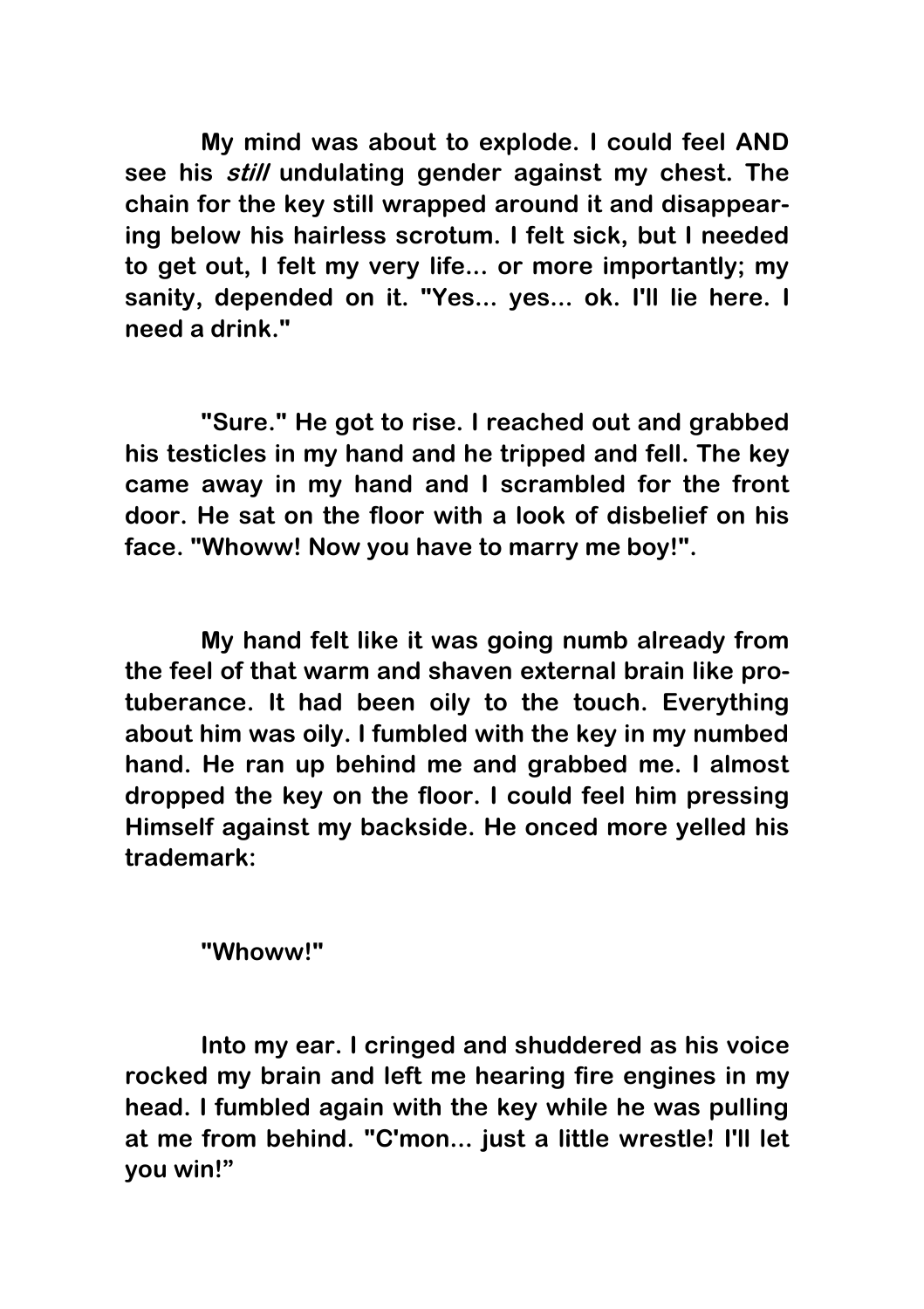My mind was about to explode. I could feel AND see his *still* undulating gender against my chest. The chain for the key still wrapped around it and disappearing below his hairless scrotum. I felt sick, but I needed to get out, I felt my very life... or more importantly; my sanity, depended on it. "Yes... yes... ok. I'll lie here. I need a drink."

"Sure." He got to rise. I reached out and grabbed his testicles in my hand and he tripped and fell. The key came away in my hand and I scrambled for the front door. He sat on the floor with a look of disbelief on his face. "Whoww! Now you have to marry me boy!".

My hand felt like it was going numb already from the feel of that warm and shaven external brain like protuberance. It had been oily to the touch. Everything about him was oily. I fumbled with the key in my numbed hand. He ran up behind me and grabbed me. I almost dropped the key on the floor. I could feel him pressing Himself against my backside. He onced more yelled his trademark:

"Whoww!"

Into my ear. I cringed and shuddered as his voice rocked my brain and left me hearing fire engines in my head. I fumbled again with the key while he was pulling at me from behind. "C'mon... just a little wrestle! I'll let you win!"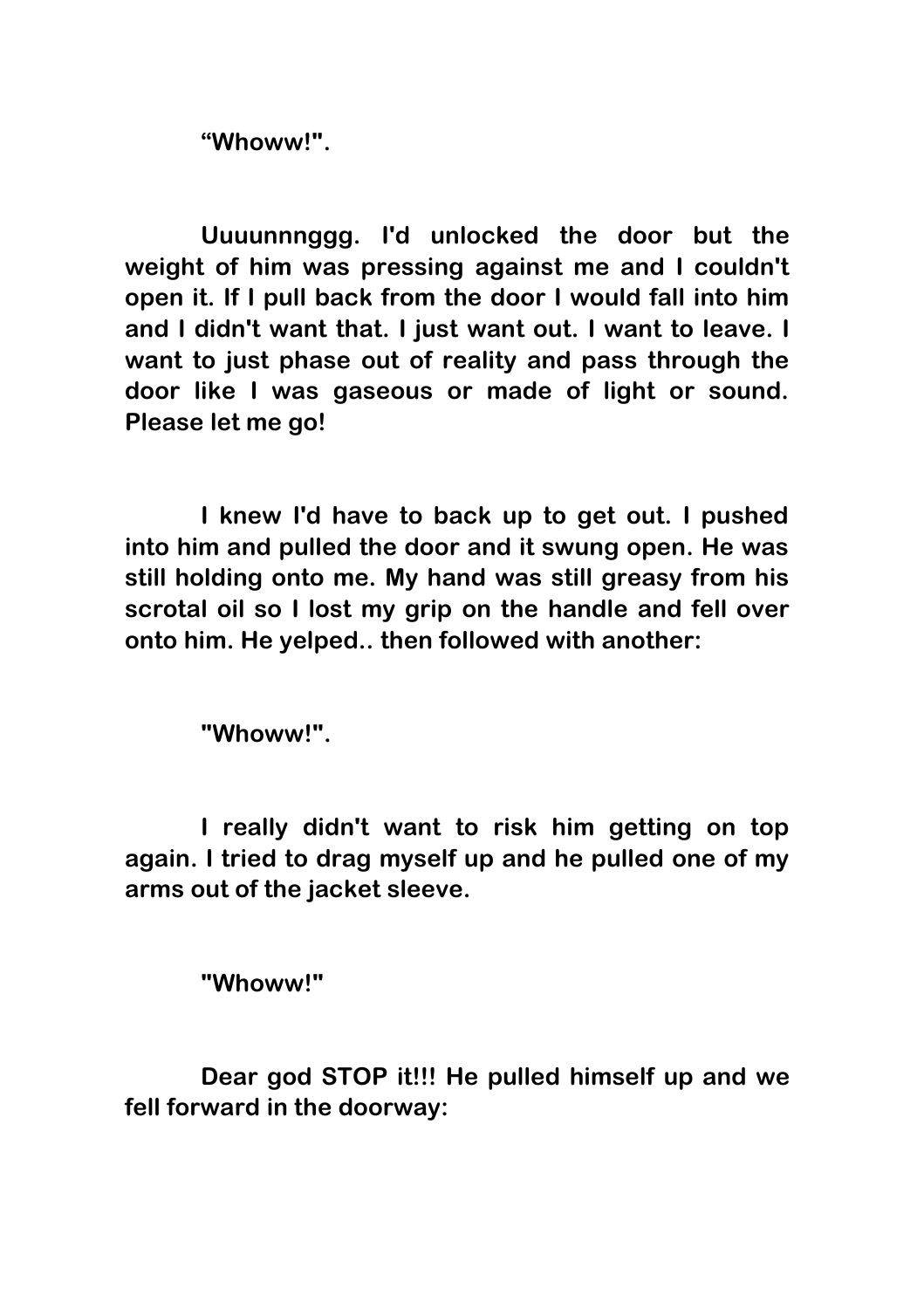**"Whoww!".**

**Uuuunnnggg. I'd unlocked the door but the weight of him was pressing against me and I couldn't open it. If I pull back from the door I would fall into him and I didn't want that. I just want out. I want to leave. I want to just phase out of reality and pass through the door like I was gaseous or made of light or sound. Please let me go!**

**I knew I'd have to back up to get out. I pushed into him and pulled the door and it swung open. He was still holding onto me. My hand was still greasy from his scrotal oil so I lost my grip on the handle and fell over onto him. He yelped.. then followed with another:**

**"Whoww!".**

**I really didn't want to risk him getting on top again. I tried to drag myself up and he pulled one of my arms out of the jacket sleeve.**

**"Whoww!"**

**Dear god STOP it!!! He pulled himself up and we fell forward in the doorway:**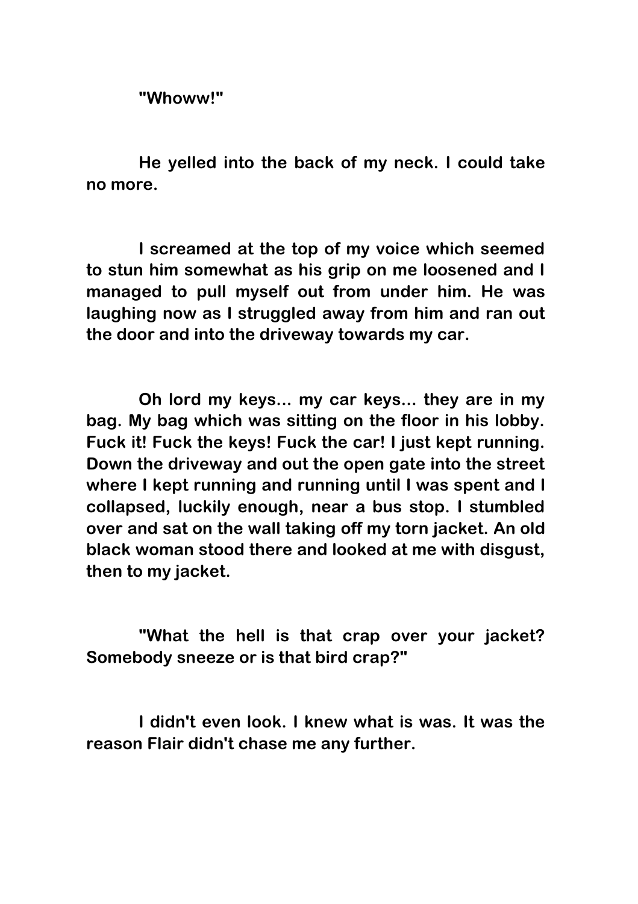"Whoww!"

He yelled into the back of my neck. I could take no more.

I screamed at the top of my voice which seemed to stun him somewhat as his grip on me loosened and I managed to pull myself out from under him. He was laughing now as I struggled away from him and ran out the door and into the driveway towards my car.

Oh lord my keys... my car keys... they are in my bag. My bag which was sitting on the floor in his lobby. Fuck it! Fuck the keys! Fuck the car! I just kept running. Down the driveway and out the open gate into the street where I kept running and running until I was spent and I collapsed, luckily enough, near a bus stop. I stumbled over and sat on the wall taking off my torn jacket. An old black woman stood there and looked at me with disgust, then to my jacket.

"What the hell is that crap over your jacket? Somebody sneeze or is that bird crap?"

I didn't even look. I knew what is was. It was the reason Flair didn't chase me any further.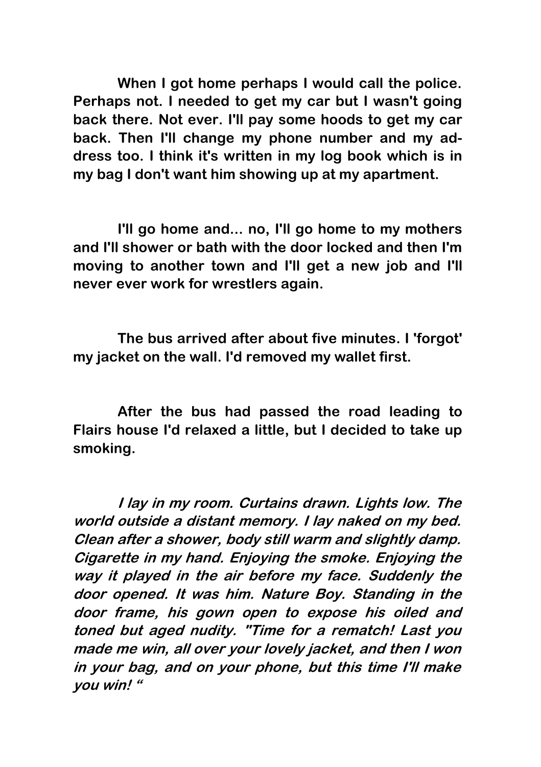**When I got home perhaps I would call the police. Perhaps not. I needed to get my car but I wasn't going back there. Not ever. I'll pay some hoods to get my car back. Then I'll change my phone number and my address too. I think it's written in my log book which is in my bag I don't want him showing up at my apartment.**

**I'll go home and... no, I'll go home to my mothers and I'll shower or bath with the door locked and then I'm moving to another town and I'll get a new job and I'll never ever work for wrestlers again.**

**The bus arrived after about five minutes. I 'forgot' my jacket on the wall. I'd removed my wallet first.**

**After the bus had passed the road leading to Flairs house I'd relaxed a little, but I decided to take up smoking.**

***I lay in my room. Curtains drawn. Lights low. The world outside a distant memory. I lay naked on my bed. Clean after a shower, body still warm and slightly damp. Cigarette in my hand. Enjoying the smoke. Enjoying the way it played in the air before my face. Suddenly the door opened. It was him. Nature Boy. Standing in the door frame, his gown open to expose his oiled and toned but aged nudity. "Time for a rematch! Last you made me win, all over your lovely jacket, and then I won in your bag, and on your phone, but this time I'll make you win! "***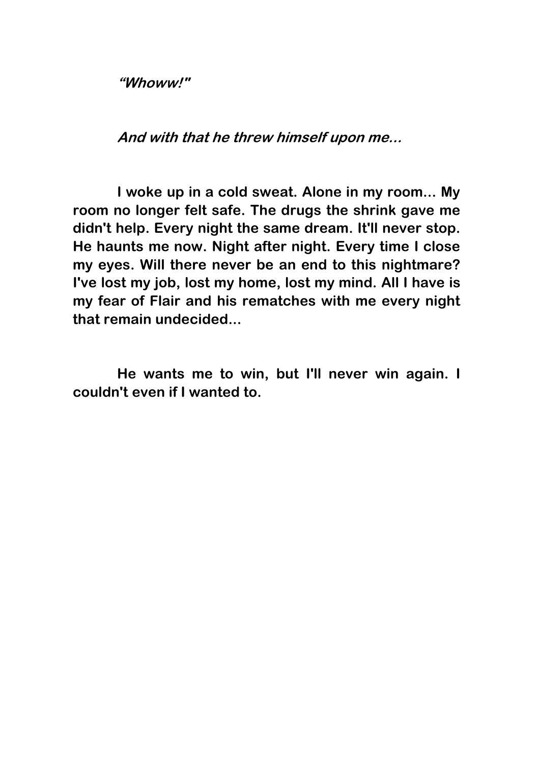***"Whoww!"***

***And with that he threw himself upon me...***

**I woke up in a cold sweat. Alone in my room... My room no longer felt safe. The drugs the shrink gave me didn't help. Every night the same dream. It'll never stop. He haunts me now. Night after night. Every time I close my eyes. Will there never be an end to this nightmare? I've lost my job, lost my home, lost my mind. All I have is my fear of Flair and his rematches with me every night that remain undecided...**

**He wants me to win, but I'll never win again. I couldn't even if I wanted to.**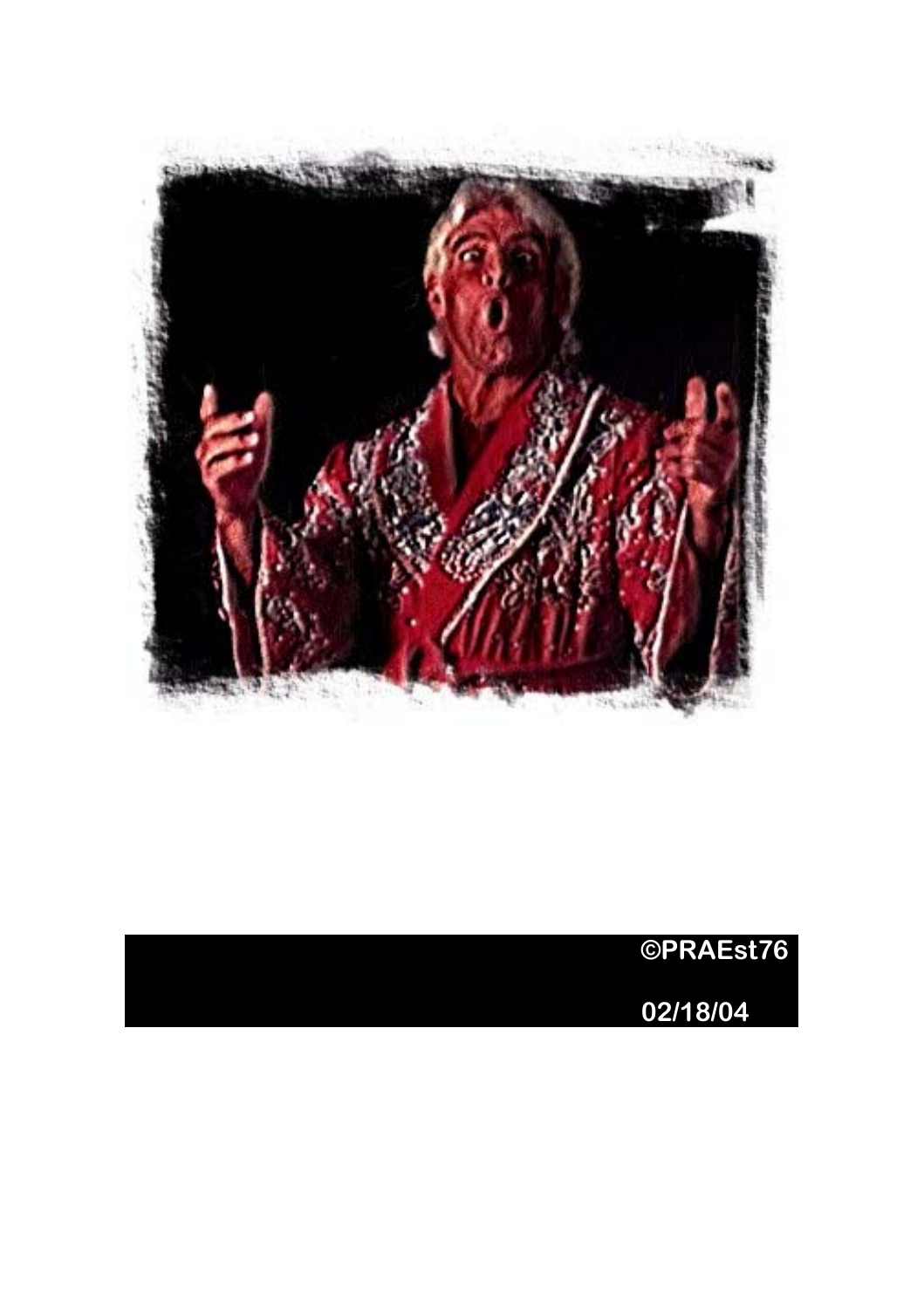©PRAEst76

02/18/04